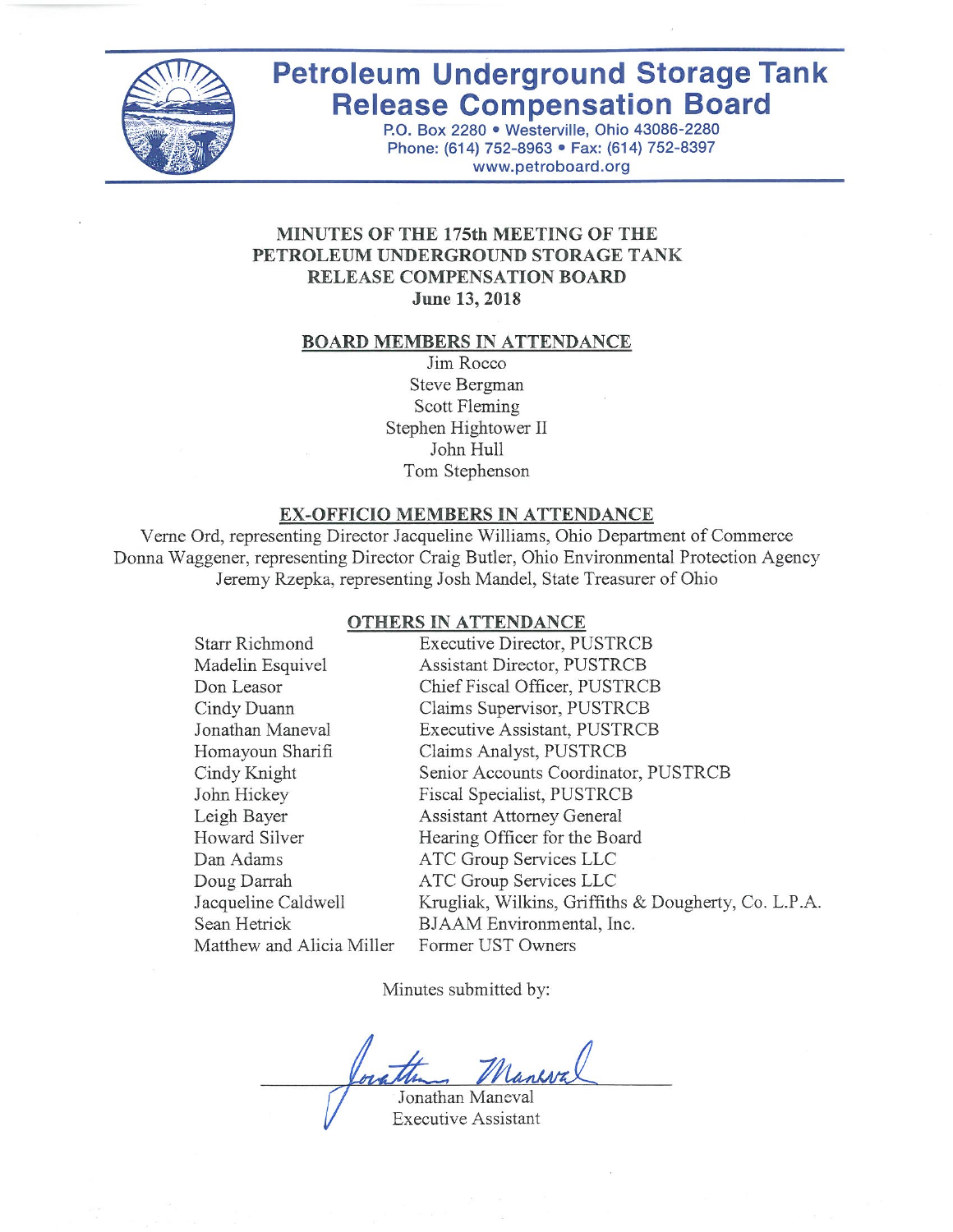# Petroleum Underground Storage Tank Release Compensation Board

P.O. Box 2280 • Westerville, Ohio 43086-2280
Phone: (614) 752-8963 • Fax: (614) 752-8397
www.petroboard.org

## MINUTES OF THE 175th MEETING OF THE PETROLEUM UNDERGROUND STORAGE TANK RELEASE COMPENSATION BOARD
**June 13, 2018**

### BOARD MEMBERS IN ATTENDANCE

Jim Rocco
Steve Bergman
Scott Fleming
Stephen Hightower II
John Hull
Tom Stephenson

### EX-OFFICIO MEMBERS IN ATTENDANCE

Verne Ord, representing Director Jacqueline Williams, Ohio Department of Commerce
Donna Waggener, representing Director Craig Butler, Ohio Environmental Protection Agency
Jeremy Rzepka, representing Josh Mandel, State Treasurer of Ohio

### OTHERS IN ATTENDANCE

| | |
|---|---|
| Starr Richmond | Executive Director, PUSTRCB |
| Madelin Esquivel | Assistant Director, PUSTRCB |
| Don Leasor | Chief Fiscal Officer, PUSTRCB |
| Cindy Duann | Claims Supervisor, PUSTRCB |
| Jonathan Maneval | Executive Assistant, PUSTRCB |
| Homayoun Sharifi | Claims Analyst, PUSTRCB |
| Cindy Knight | Senior Accounts Coordinator, PUSTRCB |
| John Hickey | Fiscal Specialist, PUSTRCB |
| Leigh Bayer | Assistant Attorney General |
| Howard Silver | Hearing Officer for the Board |
| Dan Adams | ATC Group Services LLC |
| Doug Darrah | ATC Group Services LLC |
| Jacqueline Caldwell | Krugliak, Wilkins, Griffiths & Dougherty, Co. L.P.A. |
| Sean Hetrick | BJAAM Environmental, Inc. |
| Matthew and Alicia Miller | Former UST Owners |

Minutes submitted by:

Jonathan Maneval
Executive Assistant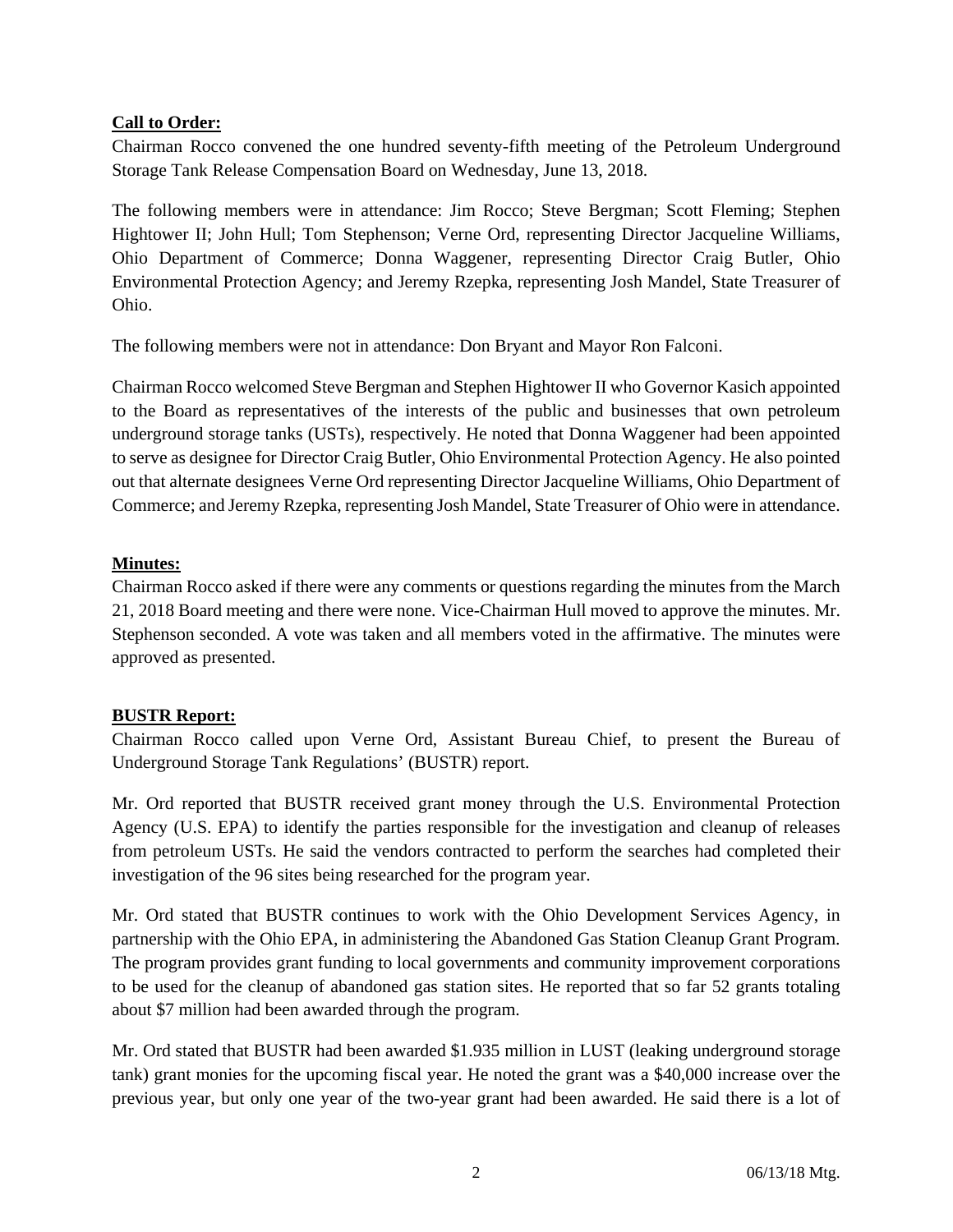**Call to Order:**

Chairman Rocco convened the one hundred seventy-fifth meeting of the Petroleum Underground Storage Tank Release Compensation Board on Wednesday, June 13, 2018.

The following members were in attendance: Jim Rocco; Steve Bergman; Scott Fleming; Stephen Hightower II; John Hull; Tom Stephenson; Verne Ord, representing Director Jacqueline Williams, Ohio Department of Commerce; Donna Waggener, representing Director Craig Butler, Ohio Environmental Protection Agency; and Jeremy Rzepka, representing Josh Mandel, State Treasurer of Ohio.

The following members were not in attendance: Don Bryant and Mayor Ron Falconi.

Chairman Rocco welcomed Steve Bergman and Stephen Hightower II who Governor Kasich appointed to the Board as representatives of the interests of the public and businesses that own petroleum underground storage tanks (USTs), respectively. He noted that Donna Waggener had been appointed to serve as designee for Director Craig Butler, Ohio Environmental Protection Agency. He also pointed out that alternate designees Verne Ord representing Director Jacqueline Williams, Ohio Department of Commerce; and Jeremy Rzepka, representing Josh Mandel, State Treasurer of Ohio were in attendance.

**Minutes:**

Chairman Rocco asked if there were any comments or questions regarding the minutes from the March 21, 2018 Board meeting and there were none. Vice-Chairman Hull moved to approve the minutes. Mr. Stephenson seconded. A vote was taken and all members voted in the affirmative. The minutes were approved as presented.

**BUSTR Report:**

Chairman Rocco called upon Verne Ord, Assistant Bureau Chief, to present the Bureau of Underground Storage Tank Regulations' (BUSTR) report.

Mr. Ord reported that BUSTR received grant money through the U.S. Environmental Protection Agency (U.S. EPA) to identify the parties responsible for the investigation and cleanup of releases from petroleum USTs. He said the vendors contracted to perform the searches had completed their investigation of the 96 sites being researched for the program year.

Mr. Ord stated that BUSTR continues to work with the Ohio Development Services Agency, in partnership with the Ohio EPA, in administering the Abandoned Gas Station Cleanup Grant Program. The program provides grant funding to local governments and community improvement corporations to be used for the cleanup of abandoned gas station sites. He reported that so far 52 grants totaling about $7 million had been awarded through the program.

Mr. Ord stated that BUSTR had been awarded $1.935 million in LUST (leaking underground storage tank) grant monies for the upcoming fiscal year. He noted the grant was a $40,000 increase over the previous year, but only one year of the two-year grant had been awarded. He said there is a lot of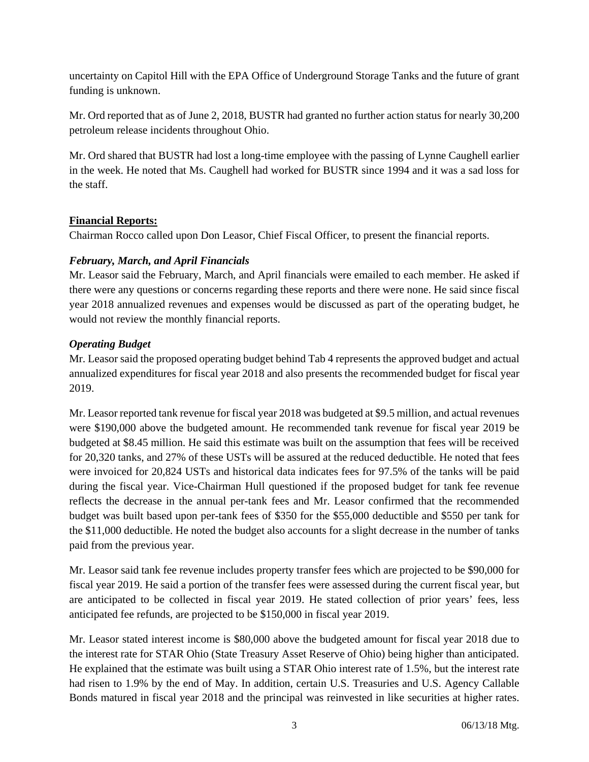uncertainty on Capitol Hill with the EPA Office of Underground Storage Tanks and the future of grant funding is unknown.

Mr. Ord reported that as of June 2, 2018, BUSTR had granted no further action status for nearly 30,200 petroleum release incidents throughout Ohio.

Mr. Ord shared that BUSTR had lost a long-time employee with the passing of Lynne Caughell earlier in the week. He noted that Ms. Caughell had worked for BUSTR since 1994 and it was a sad loss for the staff.

**Financial Reports:**

Chairman Rocco called upon Don Leasor, Chief Fiscal Officer, to present the financial reports.

***February, March, and April Financials***

Mr. Leasor said the February, March, and April financials were emailed to each member. He asked if there were any questions or concerns regarding these reports and there were none. He said since fiscal year 2018 annualized revenues and expenses would be discussed as part of the operating budget, he would not review the monthly financial reports.

***Operating Budget***

Mr. Leasor said the proposed operating budget behind Tab 4 represents the approved budget and actual annualized expenditures for fiscal year 2018 and also presents the recommended budget for fiscal year 2019.

Mr. Leasor reported tank revenue for fiscal year 2018 was budgeted at $9.5 million, and actual revenues were $190,000 above the budgeted amount. He recommended tank revenue for fiscal year 2019 be budgeted at $8.45 million. He said this estimate was built on the assumption that fees will be received for 20,320 tanks, and 27% of these USTs will be assured at the reduced deductible. He noted that fees were invoiced for 20,824 USTs and historical data indicates fees for 97.5% of the tanks will be paid during the fiscal year. Vice-Chairman Hull questioned if the proposed budget for tank fee revenue reflects the decrease in the annual per-tank fees and Mr. Leasor confirmed that the recommended budget was built based upon per-tank fees of $350 for the $55,000 deductible and $550 per tank for the $11,000 deductible. He noted the budget also accounts for a slight decrease in the number of tanks paid from the previous year.

Mr. Leasor said tank fee revenue includes property transfer fees which are projected to be $90,000 for fiscal year 2019. He said a portion of the transfer fees were assessed during the current fiscal year, but are anticipated to be collected in fiscal year 2019. He stated collection of prior years' fees, less anticipated fee refunds, are projected to be $150,000 in fiscal year 2019.

Mr. Leasor stated interest income is $80,000 above the budgeted amount for fiscal year 2018 due to the interest rate for STAR Ohio (State Treasury Asset Reserve of Ohio) being higher than anticipated. He explained that the estimate was built using a STAR Ohio interest rate of 1.5%, but the interest rate had risen to 1.9% by the end of May. In addition, certain U.S. Treasuries and U.S. Agency Callable Bonds matured in fiscal year 2018 and the principal was reinvested in like securities at higher rates.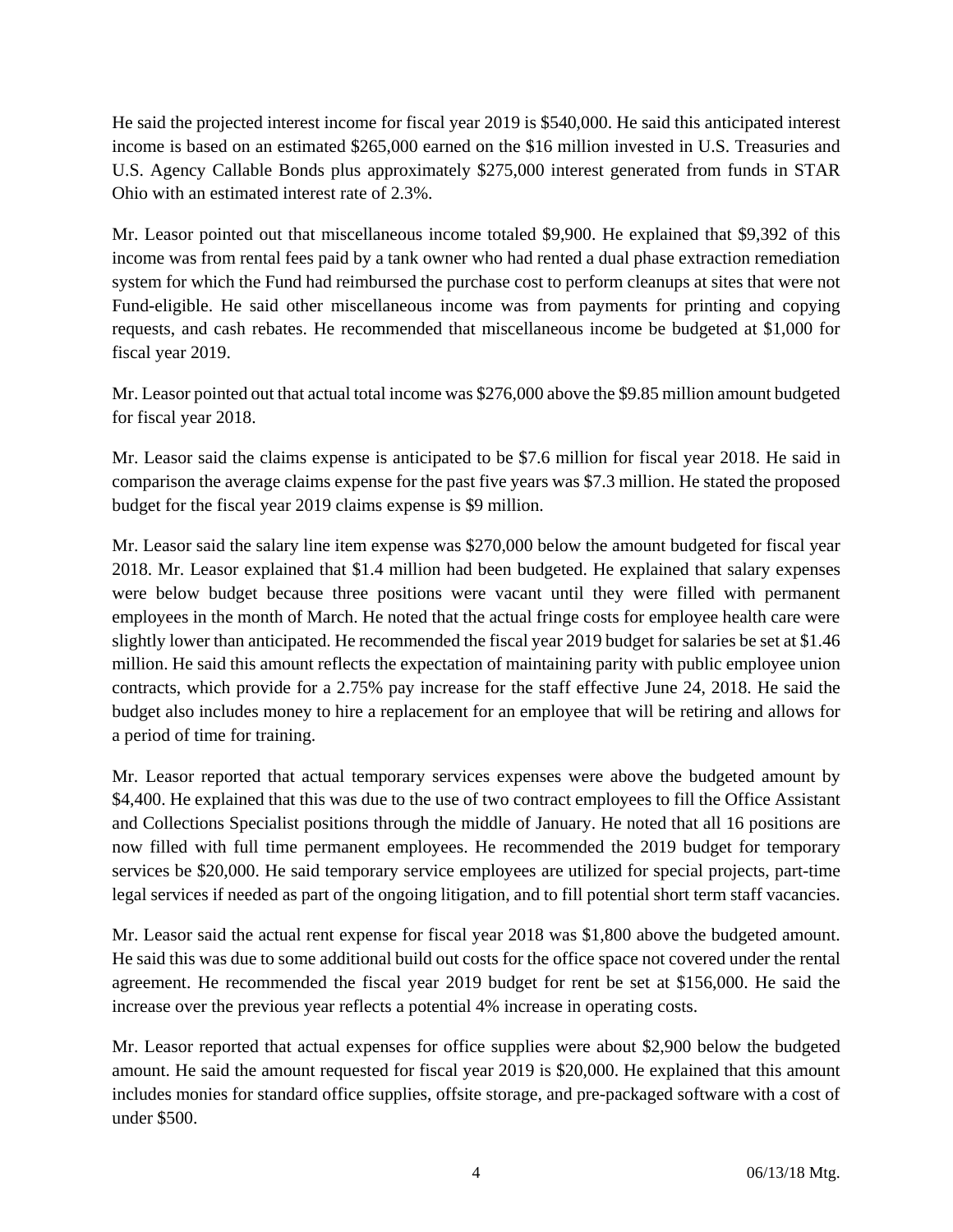He said the projected interest income for fiscal year 2019 is $540,000. He said this anticipated interest income is based on an estimated $265,000 earned on the $16 million invested in U.S. Treasuries and U.S. Agency Callable Bonds plus approximately $275,000 interest generated from funds in STAR Ohio with an estimated interest rate of 2.3%.

Mr. Leasor pointed out that miscellaneous income totaled $9,900. He explained that $9,392 of this income was from rental fees paid by a tank owner who had rented a dual phase extraction remediation system for which the Fund had reimbursed the purchase cost to perform cleanups at sites that were not Fund-eligible. He said other miscellaneous income was from payments for printing and copying requests, and cash rebates. He recommended that miscellaneous income be budgeted at $1,000 for fiscal year 2019.

Mr. Leasor pointed out that actual total income was $276,000 above the $9.85 million amount budgeted for fiscal year 2018.

Mr. Leasor said the claims expense is anticipated to be $7.6 million for fiscal year 2018. He said in comparison the average claims expense for the past five years was $7.3 million. He stated the proposed budget for the fiscal year 2019 claims expense is $9 million.

Mr. Leasor said the salary line item expense was $270,000 below the amount budgeted for fiscal year 2018. Mr. Leasor explained that $1.4 million had been budgeted. He explained that salary expenses were below budget because three positions were vacant until they were filled with permanent employees in the month of March. He noted that the actual fringe costs for employee health care were slightly lower than anticipated. He recommended the fiscal year 2019 budget for salaries be set at $1.46 million. He said this amount reflects the expectation of maintaining parity with public employee union contracts, which provide for a 2.75% pay increase for the staff effective June 24, 2018. He said the budget also includes money to hire a replacement for an employee that will be retiring and allows for a period of time for training.

Mr. Leasor reported that actual temporary services expenses were above the budgeted amount by $4,400. He explained that this was due to the use of two contract employees to fill the Office Assistant and Collections Specialist positions through the middle of January. He noted that all 16 positions are now filled with full time permanent employees. He recommended the 2019 budget for temporary services be $20,000. He said temporary service employees are utilized for special projects, part-time legal services if needed as part of the ongoing litigation, and to fill potential short term staff vacancies.

Mr. Leasor said the actual rent expense for fiscal year 2018 was $1,800 above the budgeted amount. He said this was due to some additional build out costs for the office space not covered under the rental agreement. He recommended the fiscal year 2019 budget for rent be set at $156,000. He said the increase over the previous year reflects a potential 4% increase in operating costs.

Mr. Leasor reported that actual expenses for office supplies were about $2,900 below the budgeted amount. He said the amount requested for fiscal year 2019 is $20,000. He explained that this amount includes monies for standard office supplies, offsite storage, and pre-packaged software with a cost of under $500.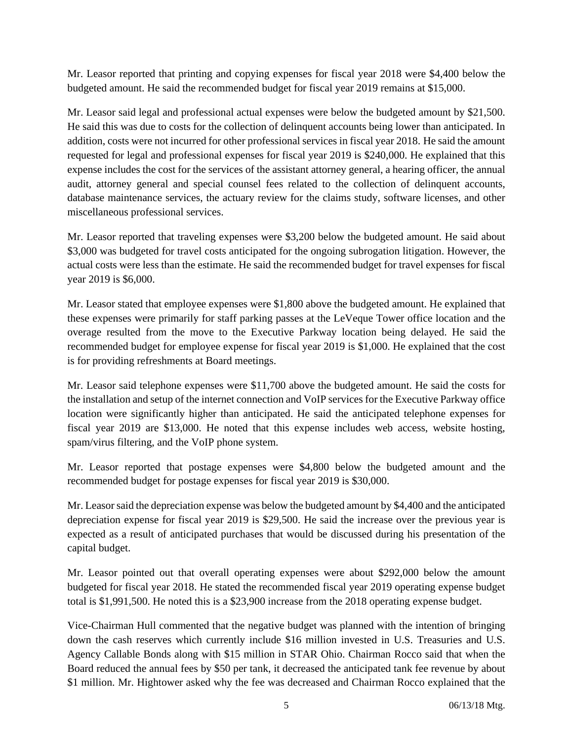Mr. Leasor reported that printing and copying expenses for fiscal year 2018 were $4,400 below the budgeted amount. He said the recommended budget for fiscal year 2019 remains at $15,000.

Mr. Leasor said legal and professional actual expenses were below the budgeted amount by $21,500. He said this was due to costs for the collection of delinquent accounts being lower than anticipated. In addition, costs were not incurred for other professional services in fiscal year 2018. He said the amount requested for legal and professional expenses for fiscal year 2019 is $240,000. He explained that this expense includes the cost for the services of the assistant attorney general, a hearing officer, the annual audit, attorney general and special counsel fees related to the collection of delinquent accounts, database maintenance services, the actuary review for the claims study, software licenses, and other miscellaneous professional services.

Mr. Leasor reported that traveling expenses were $3,200 below the budgeted amount. He said about $3,000 was budgeted for travel costs anticipated for the ongoing subrogation litigation. However, the actual costs were less than the estimate. He said the recommended budget for travel expenses for fiscal year 2019 is $6,000.

Mr. Leasor stated that employee expenses were $1,800 above the budgeted amount. He explained that these expenses were primarily for staff parking passes at the LeVeque Tower office location and the overage resulted from the move to the Executive Parkway location being delayed. He said the recommended budget for employee expense for fiscal year 2019 is $1,000. He explained that the cost is for providing refreshments at Board meetings.

Mr. Leasor said telephone expenses were $11,700 above the budgeted amount. He said the costs for the installation and setup of the internet connection and VoIP services for the Executive Parkway office location were significantly higher than anticipated. He said the anticipated telephone expenses for fiscal year 2019 are $13,000. He noted that this expense includes web access, website hosting, spam/virus filtering, and the VoIP phone system.

Mr. Leasor reported that postage expenses were $4,800 below the budgeted amount and the recommended budget for postage expenses for fiscal year 2019 is $30,000.

Mr. Leasor said the depreciation expense was below the budgeted amount by $4,400 and the anticipated depreciation expense for fiscal year 2019 is $29,500. He said the increase over the previous year is expected as a result of anticipated purchases that would be discussed during his presentation of the capital budget.

Mr. Leasor pointed out that overall operating expenses were about $292,000 below the amount budgeted for fiscal year 2018. He stated the recommended fiscal year 2019 operating expense budget total is $1,991,500. He noted this is a $23,900 increase from the 2018 operating expense budget.

Vice-Chairman Hull commented that the negative budget was planned with the intention of bringing down the cash reserves which currently include $16 million invested in U.S. Treasuries and U.S. Agency Callable Bonds along with $15 million in STAR Ohio. Chairman Rocco said that when the Board reduced the annual fees by $50 per tank, it decreased the anticipated tank fee revenue by about $1 million. Mr. Hightower asked why the fee was decreased and Chairman Rocco explained that the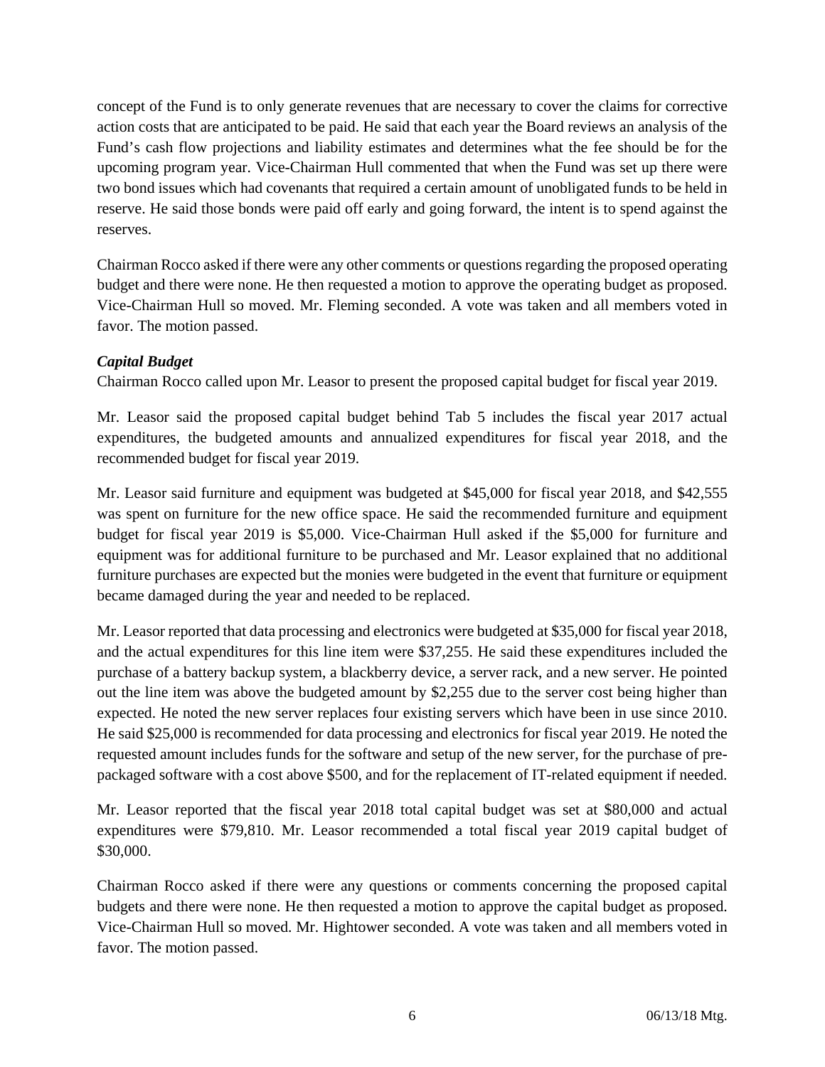concept of the Fund is to only generate revenues that are necessary to cover the claims for corrective action costs that are anticipated to be paid. He said that each year the Board reviews an analysis of the Fund's cash flow projections and liability estimates and determines what the fee should be for the upcoming program year. Vice-Chairman Hull commented that when the Fund was set up there were two bond issues which had covenants that required a certain amount of unobligated funds to be held in reserve. He said those bonds were paid off early and going forward, the intent is to spend against the reserves.

Chairman Rocco asked if there were any other comments or questions regarding the proposed operating budget and there were none. He then requested a motion to approve the operating budget as proposed. Vice-Chairman Hull so moved. Mr. Fleming seconded. A vote was taken and all members voted in favor. The motion passed.

***Capital Budget***

Chairman Rocco called upon Mr. Leasor to present the proposed capital budget for fiscal year 2019.

Mr. Leasor said the proposed capital budget behind Tab 5 includes the fiscal year 2017 actual expenditures, the budgeted amounts and annualized expenditures for fiscal year 2018, and the recommended budget for fiscal year 2019.

Mr. Leasor said furniture and equipment was budgeted at $45,000 for fiscal year 2018, and $42,555 was spent on furniture for the new office space. He said the recommended furniture and equipment budget for fiscal year 2019 is $5,000. Vice-Chairman Hull asked if the $5,000 for furniture and equipment was for additional furniture to be purchased and Mr. Leasor explained that no additional furniture purchases are expected but the monies were budgeted in the event that furniture or equipment became damaged during the year and needed to be replaced.

Mr. Leasor reported that data processing and electronics were budgeted at $35,000 for fiscal year 2018, and the actual expenditures for this line item were $37,255. He said these expenditures included the purchase of a battery backup system, a blackberry device, a server rack, and a new server. He pointed out the line item was above the budgeted amount by $2,255 due to the server cost being higher than expected. He noted the new server replaces four existing servers which have been in use since 2010. He said $25,000 is recommended for data processing and electronics for fiscal year 2019. He noted the requested amount includes funds for the software and setup of the new server, for the purchase of pre-packaged software with a cost above $500, and for the replacement of IT-related equipment if needed.

Mr. Leasor reported that the fiscal year 2018 total capital budget was set at $80,000 and actual expenditures were $79,810. Mr. Leasor recommended a total fiscal year 2019 capital budget of $30,000.

Chairman Rocco asked if there were any questions or comments concerning the proposed capital budgets and there were none. He then requested a motion to approve the capital budget as proposed. Vice-Chairman Hull so moved. Mr. Hightower seconded. A vote was taken and all members voted in favor. The motion passed.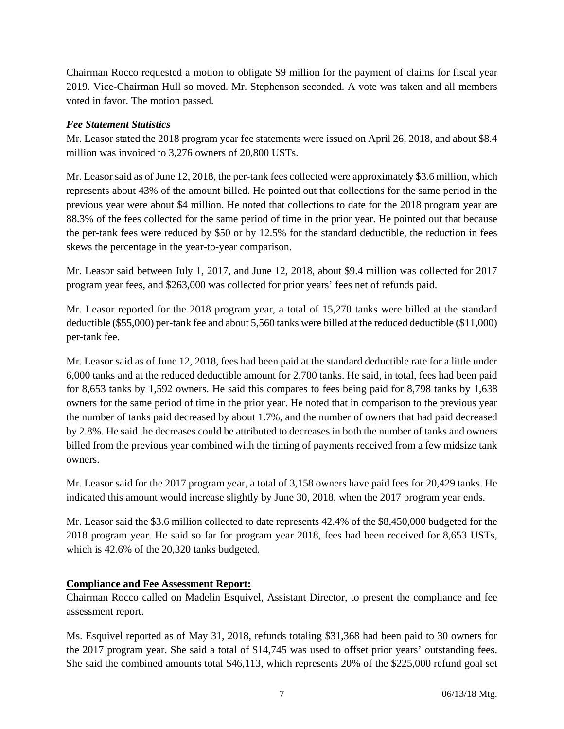Chairman Rocco requested a motion to obligate $9 million for the payment of claims for fiscal year 2019. Vice-Chairman Hull so moved. Mr. Stephenson seconded. A vote was taken and all members voted in favor. The motion passed.

***Fee Statement Statistics***

Mr. Leasor stated the 2018 program year fee statements were issued on April 26, 2018, and about $8.4 million was invoiced to 3,276 owners of 20,800 USTs.

Mr. Leasor said as of June 12, 2018, the per-tank fees collected were approximately $3.6 million, which represents about 43% of the amount billed. He pointed out that collections for the same period in the previous year were about $4 million. He noted that collections to date for the 2018 program year are 88.3% of the fees collected for the same period of time in the prior year. He pointed out that because the per-tank fees were reduced by $50 or by 12.5% for the standard deductible, the reduction in fees skews the percentage in the year-to-year comparison.

Mr. Leasor said between July 1, 2017, and June 12, 2018, about $9.4 million was collected for 2017 program year fees, and $263,000 was collected for prior years' fees net of refunds paid.

Mr. Leasor reported for the 2018 program year, a total of 15,270 tanks were billed at the standard deductible ($55,000) per-tank fee and about 5,560 tanks were billed at the reduced deductible ($11,000) per-tank fee.

Mr. Leasor said as of June 12, 2018, fees had been paid at the standard deductible rate for a little under 6,000 tanks and at the reduced deductible amount for 2,700 tanks. He said, in total, fees had been paid for 8,653 tanks by 1,592 owners. He said this compares to fees being paid for 8,798 tanks by 1,638 owners for the same period of time in the prior year. He noted that in comparison to the previous year the number of tanks paid decreased by about 1.7%, and the number of owners that had paid decreased by 2.8%. He said the decreases could be attributed to decreases in both the number of tanks and owners billed from the previous year combined with the timing of payments received from a few midsize tank owners.

Mr. Leasor said for the 2017 program year, a total of 3,158 owners have paid fees for 20,429 tanks. He indicated this amount would increase slightly by June 30, 2018, when the 2017 program year ends.

Mr. Leasor said the $3.6 million collected to date represents 42.4% of the $8,450,000 budgeted for the 2018 program year. He said so far for program year 2018, fees had been received for 8,653 USTs, which is 42.6% of the 20,320 tanks budgeted.

**Compliance and Fee Assessment Report:**

Chairman Rocco called on Madelin Esquivel, Assistant Director, to present the compliance and fee assessment report.

Ms. Esquivel reported as of May 31, 2018, refunds totaling $31,368 had been paid to 30 owners for the 2017 program year. She said a total of $14,745 was used to offset prior years' outstanding fees. She said the combined amounts total $46,113, which represents 20% of the $225,000 refund goal set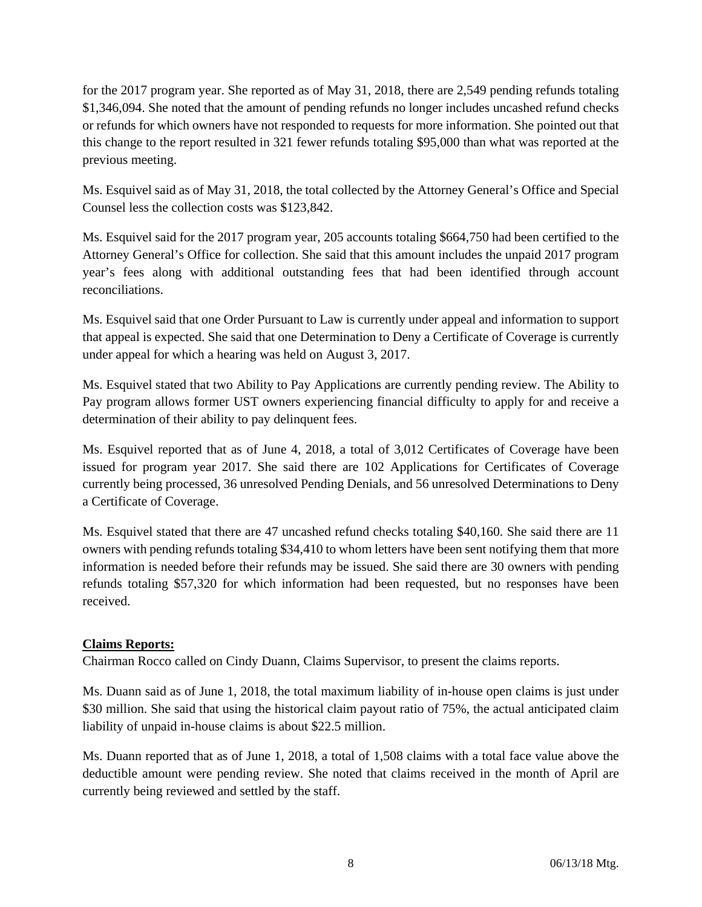for the 2017 program year. She reported as of May 31, 2018, there are 2,549 pending refunds totaling $1,346,094. She noted that the amount of pending refunds no longer includes uncashed refund checks or refunds for which owners have not responded to requests for more information. She pointed out that this change to the report resulted in 321 fewer refunds totaling $95,000 than what was reported at the previous meeting.

Ms. Esquivel said as of May 31, 2018, the total collected by the Attorney General's Office and Special Counsel less the collection costs was $123,842.

Ms. Esquivel said for the 2017 program year, 205 accounts totaling $664,750 had been certified to the Attorney General's Office for collection. She said that this amount includes the unpaid 2017 program year's fees along with additional outstanding fees that had been identified through account reconciliations.

Ms. Esquivel said that one Order Pursuant to Law is currently under appeal and information to support that appeal is expected. She said that one Determination to Deny a Certificate of Coverage is currently under appeal for which a hearing was held on August 3, 2017.

Ms. Esquivel stated that two Ability to Pay Applications are currently pending review. The Ability to Pay program allows former UST owners experiencing financial difficulty to apply for and receive a determination of their ability to pay delinquent fees.

Ms. Esquivel reported that as of June 4, 2018, a total of 3,012 Certificates of Coverage have been issued for program year 2017. She said there are 102 Applications for Certificates of Coverage currently being processed, 36 unresolved Pending Denials, and 56 unresolved Determinations to Deny a Certificate of Coverage.

Ms. Esquivel stated that there are 47 uncashed refund checks totaling $40,160. She said there are 11 owners with pending refunds totaling $34,410 to whom letters have been sent notifying them that more information is needed before their refunds may be issued. She said there are 30 owners with pending refunds totaling $57,320 for which information had been requested, but no responses have been received.

**Claims Reports:**

Chairman Rocco called on Cindy Duann, Claims Supervisor, to present the claims reports.

Ms. Duann said as of June 1, 2018, the total maximum liability of in-house open claims is just under $30 million. She said that using the historical claim payout ratio of 75%, the actual anticipated claim liability of unpaid in-house claims is about $22.5 million.

Ms. Duann reported that as of June 1, 2018, a total of 1,508 claims with a total face value above the deductible amount were pending review. She noted that claims received in the month of April are currently being reviewed and settled by the staff.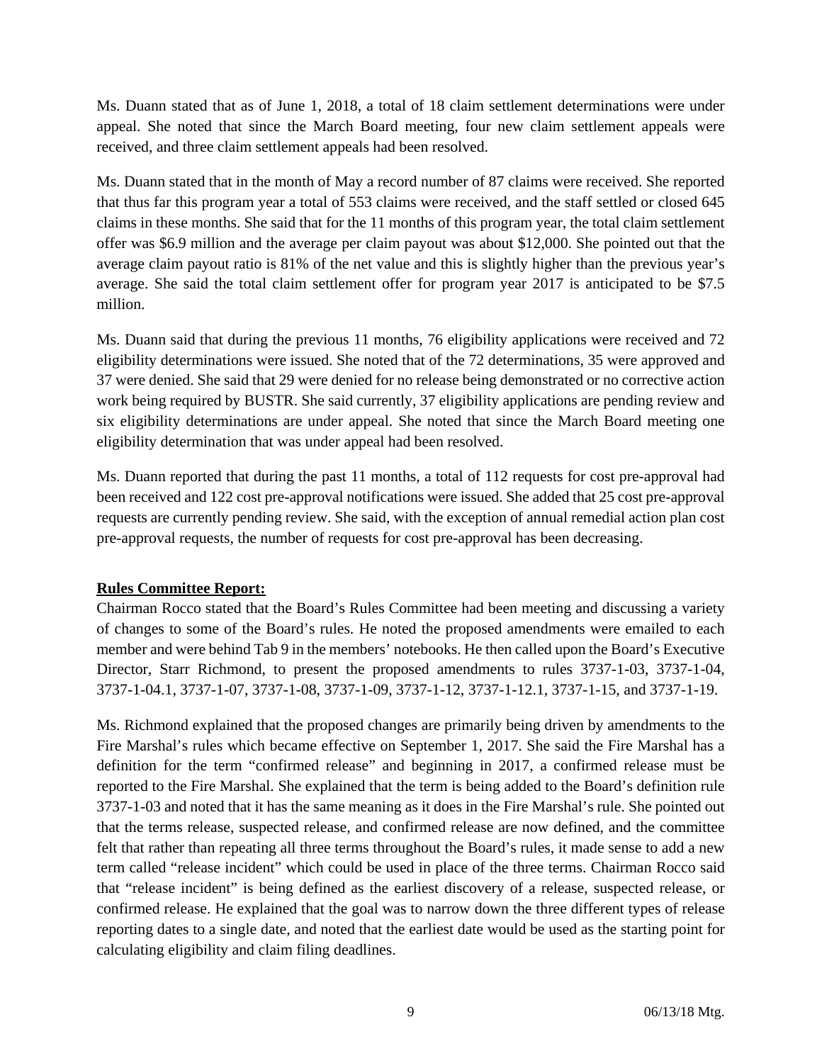Ms. Duann stated that as of June 1, 2018, a total of 18 claim settlement determinations were under appeal. She noted that since the March Board meeting, four new claim settlement appeals were received, and three claim settlement appeals had been resolved.

Ms. Duann stated that in the month of May a record number of 87 claims were received. She reported that thus far this program year a total of 553 claims were received, and the staff settled or closed 645 claims in these months. She said that for the 11 months of this program year, the total claim settlement offer was $6.9 million and the average per claim payout was about $12,000. She pointed out that the average claim payout ratio is 81% of the net value and this is slightly higher than the previous year's average. She said the total claim settlement offer for program year 2017 is anticipated to be $7.5 million.

Ms. Duann said that during the previous 11 months, 76 eligibility applications were received and 72 eligibility determinations were issued. She noted that of the 72 determinations, 35 were approved and 37 were denied. She said that 29 were denied for no release being demonstrated or no corrective action work being required by BUSTR. She said currently, 37 eligibility applications are pending review and six eligibility determinations are under appeal. She noted that since the March Board meeting one eligibility determination that was under appeal had been resolved.

Ms. Duann reported that during the past 11 months, a total of 112 requests for cost pre-approval had been received and 122 cost pre-approval notifications were issued. She added that 25 cost pre-approval requests are currently pending review. She said, with the exception of annual remedial action plan cost pre-approval requests, the number of requests for cost pre-approval has been decreasing.

**Rules Committee Report:**

Chairman Rocco stated that the Board's Rules Committee had been meeting and discussing a variety of changes to some of the Board's rules. He noted the proposed amendments were emailed to each member and were behind Tab 9 in the members' notebooks. He then called upon the Board's Executive Director, Starr Richmond, to present the proposed amendments to rules 3737-1-03, 3737-1-04, 3737-1-04.1, 3737-1-07, 3737-1-08, 3737-1-09, 3737-1-12, 3737-1-12.1, 3737-1-15, and 3737-1-19.

Ms. Richmond explained that the proposed changes are primarily being driven by amendments to the Fire Marshal's rules which became effective on September 1, 2017. She said the Fire Marshal has a definition for the term "confirmed release" and beginning in 2017, a confirmed release must be reported to the Fire Marshal. She explained that the term is being added to the Board's definition rule 3737-1-03 and noted that it has the same meaning as it does in the Fire Marshal's rule. She pointed out that the terms release, suspected release, and confirmed release are now defined, and the committee felt that rather than repeating all three terms throughout the Board's rules, it made sense to add a new term called "release incident" which could be used in place of the three terms. Chairman Rocco said that "release incident" is being defined as the earliest discovery of a release, suspected release, or confirmed release. He explained that the goal was to narrow down the three different types of release reporting dates to a single date, and noted that the earliest date would be used as the starting point for calculating eligibility and claim filing deadlines.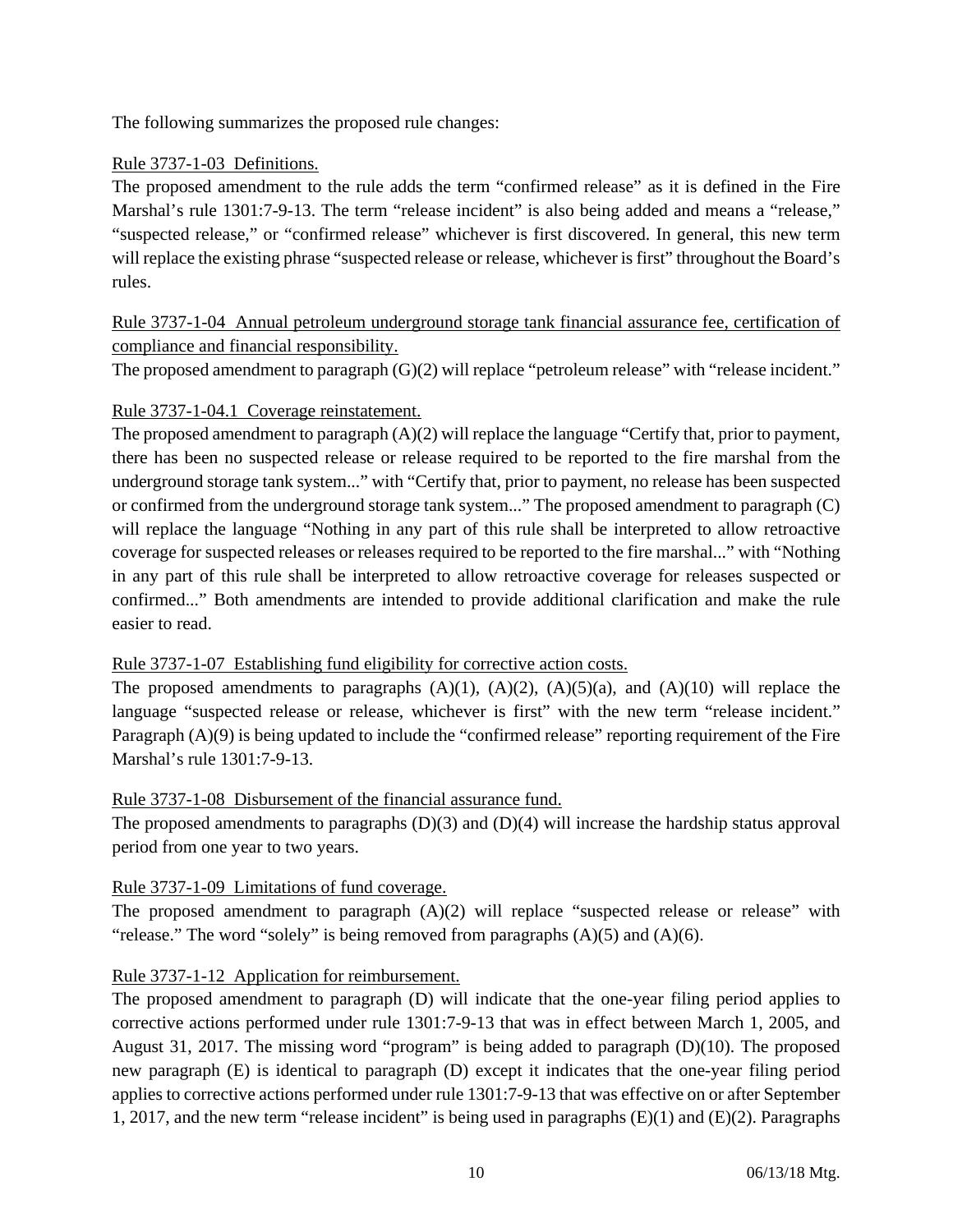The following summarizes the proposed rule changes:

<u>Rule 3737-1-03 Definitions.</u>

The proposed amendment to the rule adds the term "confirmed release" as it is defined in the Fire Marshal's rule 1301:7-9-13. The term "release incident" is also being added and means a "release," "suspected release," or "confirmed release" whichever is first discovered. In general, this new term will replace the existing phrase "suspected release or release, whichever is first" throughout the Board's rules.

<u>Rule 3737-1-04 Annual petroleum underground storage tank financial assurance fee, certification of compliance and financial responsibility.</u>

The proposed amendment to paragraph (G)(2) will replace "petroleum release" with "release incident."

<u>Rule 3737-1-04.1 Coverage reinstatement.</u>

The proposed amendment to paragraph (A)(2) will replace the language "Certify that, prior to payment, there has been no suspected release or release required to be reported to the fire marshal from the underground storage tank system..." with "Certify that, prior to payment, no release has been suspected or confirmed from the underground storage tank system..." The proposed amendment to paragraph (C) will replace the language "Nothing in any part of this rule shall be interpreted to allow retroactive coverage for suspected releases or releases required to be reported to the fire marshal..." with "Nothing in any part of this rule shall be interpreted to allow retroactive coverage for releases suspected or confirmed..." Both amendments are intended to provide additional clarification and make the rule easier to read.

<u>Rule 3737-1-07 Establishing fund eligibility for corrective action costs.</u>

The proposed amendments to paragraphs (A)(1), (A)(2), (A)(5)(a), and (A)(10) will replace the language "suspected release or release, whichever is first" with the new term "release incident." Paragraph (A)(9) is being updated to include the "confirmed release" reporting requirement of the Fire Marshal's rule 1301:7-9-13.

<u>Rule 3737-1-08 Disbursement of the financial assurance fund.</u>

The proposed amendments to paragraphs (D)(3) and (D)(4) will increase the hardship status approval period from one year to two years.

<u>Rule 3737-1-09 Limitations of fund coverage.</u>

The proposed amendment to paragraph (A)(2) will replace "suspected release or release" with "release." The word "solely" is being removed from paragraphs (A)(5) and (A)(6).

<u>Rule 3737-1-12 Application for reimbursement.</u>

The proposed amendment to paragraph (D) will indicate that the one-year filing period applies to corrective actions performed under rule 1301:7-9-13 that was in effect between March 1, 2005, and August 31, 2017. The missing word "program" is being added to paragraph (D)(10). The proposed new paragraph (E) is identical to paragraph (D) except it indicates that the one-year filing period applies to corrective actions performed under rule 1301:7-9-13 that was effective on or after September 1, 2017, and the new term "release incident" is being used in paragraphs (E)(1) and (E)(2). Paragraphs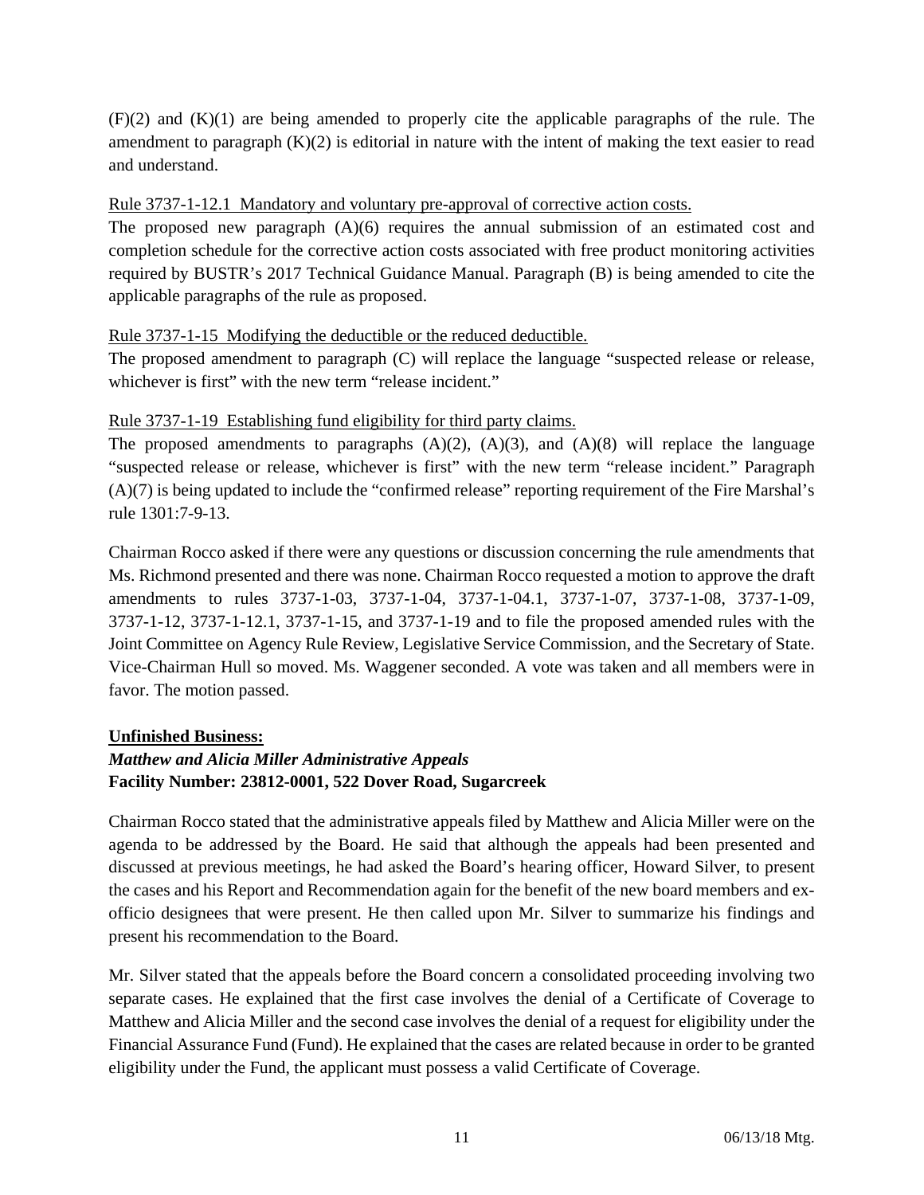(F)(2) and (K)(1) are being amended to properly cite the applicable paragraphs of the rule. The amendment to paragraph (K)(2) is editorial in nature with the intent of making the text easier to read and understand.

Rule 3737-1-12.1 Mandatory and voluntary pre-approval of corrective action costs.

The proposed new paragraph (A)(6) requires the annual submission of an estimated cost and completion schedule for the corrective action costs associated with free product monitoring activities required by BUSTR's 2017 Technical Guidance Manual. Paragraph (B) is being amended to cite the applicable paragraphs of the rule as proposed.

Rule 3737-1-15 Modifying the deductible or the reduced deductible.

The proposed amendment to paragraph (C) will replace the language "suspected release or release, whichever is first" with the new term "release incident."

Rule 3737-1-19 Establishing fund eligibility for third party claims.

The proposed amendments to paragraphs (A)(2), (A)(3), and (A)(8) will replace the language "suspected release or release, whichever is first" with the new term "release incident." Paragraph (A)(7) is being updated to include the "confirmed release" reporting requirement of the Fire Marshal's rule 1301:7-9-13.

Chairman Rocco asked if there were any questions or discussion concerning the rule amendments that Ms. Richmond presented and there was none. Chairman Rocco requested a motion to approve the draft amendments to rules 3737-1-03, 3737-1-04, 3737-1-04.1, 3737-1-07, 3737-1-08, 3737-1-09, 3737-1-12, 3737-1-12.1, 3737-1-15, and 3737-1-19 and to file the proposed amended rules with the Joint Committee on Agency Rule Review, Legislative Service Commission, and the Secretary of State. Vice-Chairman Hull so moved. Ms. Waggener seconded. A vote was taken and all members were in favor. The motion passed.

**Unfinished Business:**

***Matthew and Alicia Miller Administrative Appeals***

**Facility Number: 23812-0001, 522 Dover Road, Sugarcreek**

Chairman Rocco stated that the administrative appeals filed by Matthew and Alicia Miller were on the agenda to be addressed by the Board. He said that although the appeals had been presented and discussed at previous meetings, he had asked the Board's hearing officer, Howard Silver, to present the cases and his Report and Recommendation again for the benefit of the new board members and ex-officio designees that were present. He then called upon Mr. Silver to summarize his findings and present his recommendation to the Board.

Mr. Silver stated that the appeals before the Board concern a consolidated proceeding involving two separate cases. He explained that the first case involves the denial of a Certificate of Coverage to Matthew and Alicia Miller and the second case involves the denial of a request for eligibility under the Financial Assurance Fund (Fund). He explained that the cases are related because in order to be granted eligibility under the Fund, the applicant must possess a valid Certificate of Coverage.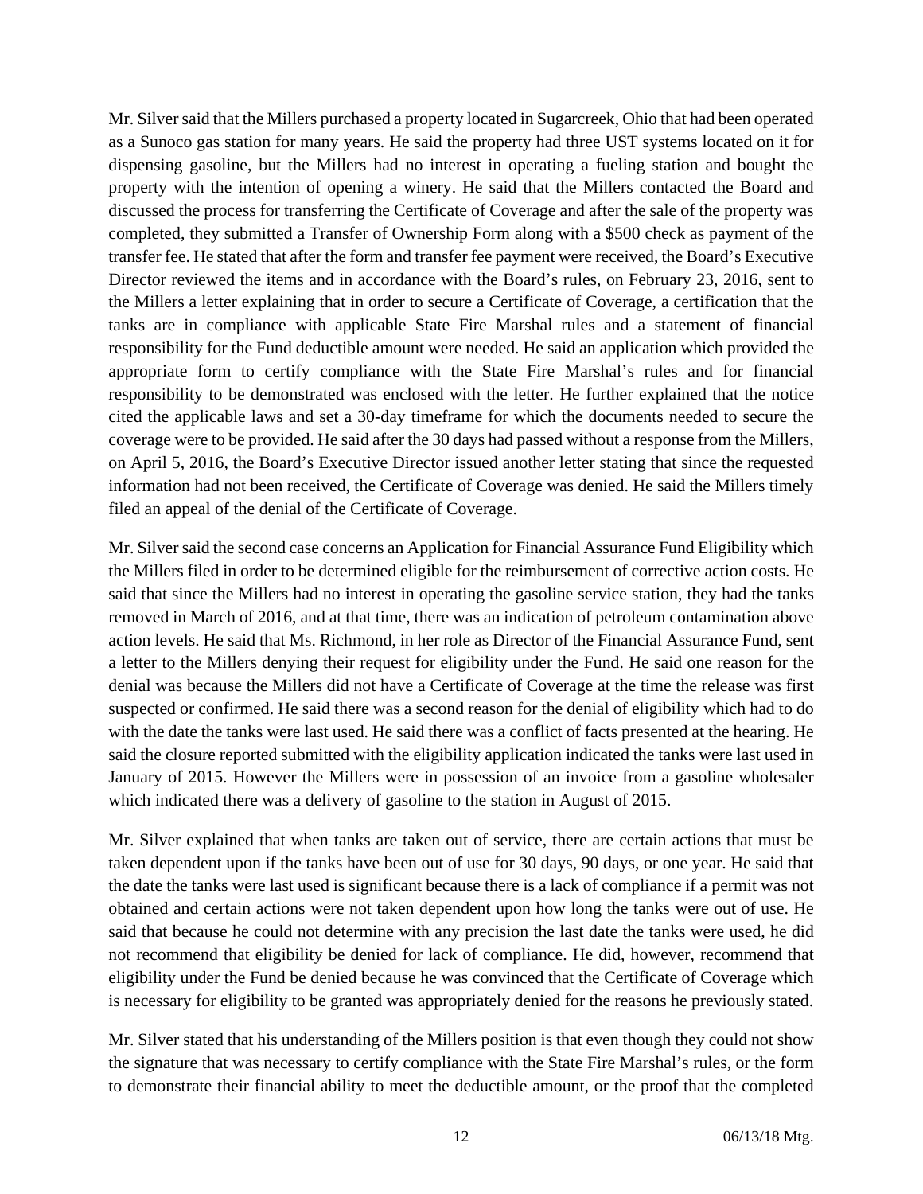Mr. Silver said that the Millers purchased a property located in Sugarcreek, Ohio that had been operated as a Sunoco gas station for many years. He said the property had three UST systems located on it for dispensing gasoline, but the Millers had no interest in operating a fueling station and bought the property with the intention of opening a winery. He said that the Millers contacted the Board and discussed the process for transferring the Certificate of Coverage and after the sale of the property was completed, they submitted a Transfer of Ownership Form along with a $500 check as payment of the transfer fee. He stated that after the form and transfer fee payment were received, the Board's Executive Director reviewed the items and in accordance with the Board's rules, on February 23, 2016, sent to the Millers a letter explaining that in order to secure a Certificate of Coverage, a certification that the tanks are in compliance with applicable State Fire Marshal rules and a statement of financial responsibility for the Fund deductible amount were needed. He said an application which provided the appropriate form to certify compliance with the State Fire Marshal's rules and for financial responsibility to be demonstrated was enclosed with the letter. He further explained that the notice cited the applicable laws and set a 30-day timeframe for which the documents needed to secure the coverage were to be provided. He said after the 30 days had passed without a response from the Millers, on April 5, 2016, the Board's Executive Director issued another letter stating that since the requested information had not been received, the Certificate of Coverage was denied. He said the Millers timely filed an appeal of the denial of the Certificate of Coverage.

Mr. Silver said the second case concerns an Application for Financial Assurance Fund Eligibility which the Millers filed in order to be determined eligible for the reimbursement of corrective action costs. He said that since the Millers had no interest in operating the gasoline service station, they had the tanks removed in March of 2016, and at that time, there was an indication of petroleum contamination above action levels. He said that Ms. Richmond, in her role as Director of the Financial Assurance Fund, sent a letter to the Millers denying their request for eligibility under the Fund. He said one reason for the denial was because the Millers did not have a Certificate of Coverage at the time the release was first suspected or confirmed. He said there was a second reason for the denial of eligibility which had to do with the date the tanks were last used. He said there was a conflict of facts presented at the hearing. He said the closure reported submitted with the eligibility application indicated the tanks were last used in January of 2015. However the Millers were in possession of an invoice from a gasoline wholesaler which indicated there was a delivery of gasoline to the station in August of 2015.

Mr. Silver explained that when tanks are taken out of service, there are certain actions that must be taken dependent upon if the tanks have been out of use for 30 days, 90 days, or one year. He said that the date the tanks were last used is significant because there is a lack of compliance if a permit was not obtained and certain actions were not taken dependent upon how long the tanks were out of use. He said that because he could not determine with any precision the last date the tanks were used, he did not recommend that eligibility be denied for lack of compliance. He did, however, recommend that eligibility under the Fund be denied because he was convinced that the Certificate of Coverage which is necessary for eligibility to be granted was appropriately denied for the reasons he previously stated.

Mr. Silver stated that his understanding of the Millers position is that even though they could not show the signature that was necessary to certify compliance with the State Fire Marshal's rules, or the form to demonstrate their financial ability to meet the deductible amount, or the proof that the completed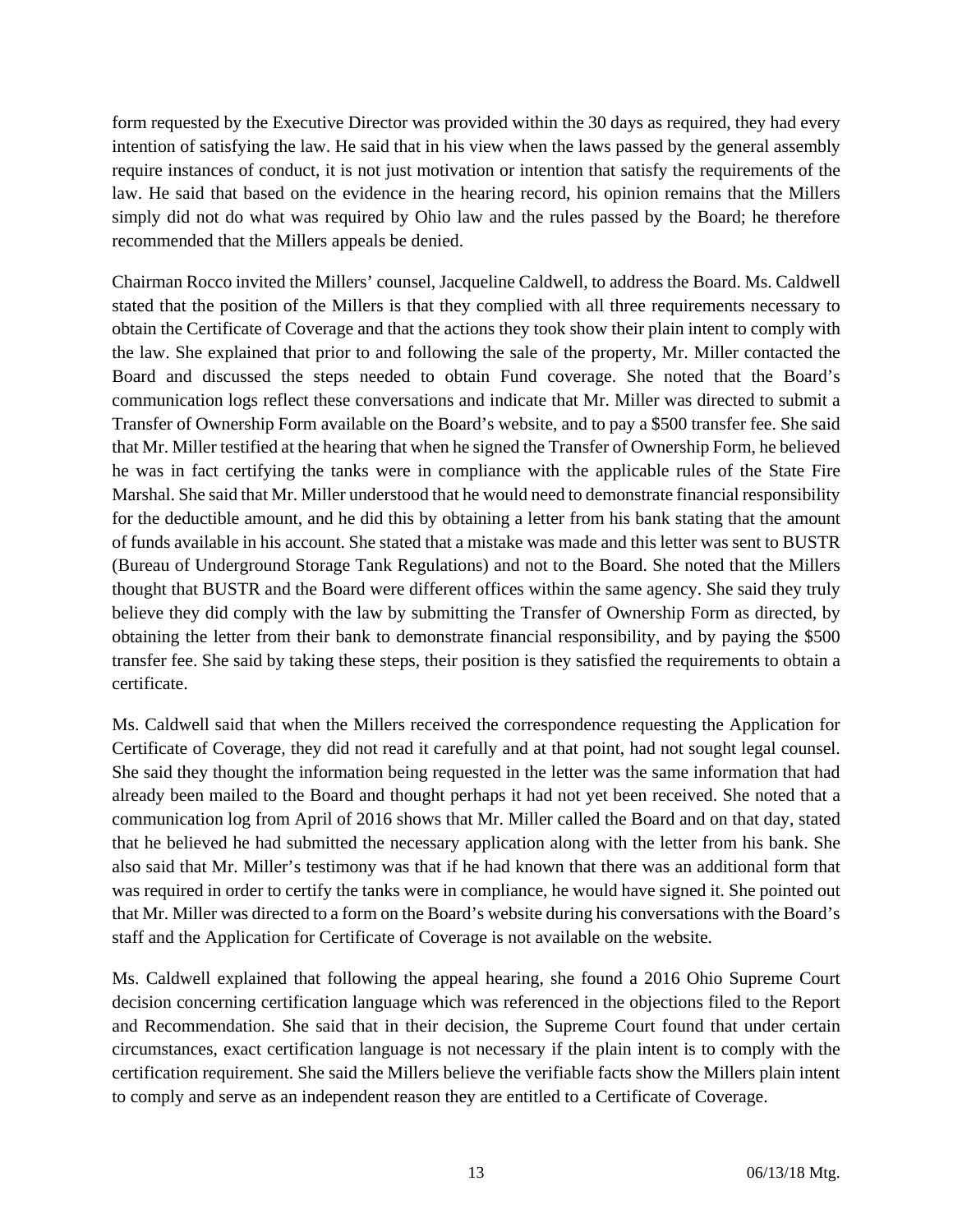form requested by the Executive Director was provided within the 30 days as required, they had every intention of satisfying the law. He said that in his view when the laws passed by the general assembly require instances of conduct, it is not just motivation or intention that satisfy the requirements of the law. He said that based on the evidence in the hearing record, his opinion remains that the Millers simply did not do what was required by Ohio law and the rules passed by the Board; he therefore recommended that the Millers appeals be denied.

Chairman Rocco invited the Millers' counsel, Jacqueline Caldwell, to address the Board. Ms. Caldwell stated that the position of the Millers is that they complied with all three requirements necessary to obtain the Certificate of Coverage and that the actions they took show their plain intent to comply with the law. She explained that prior to and following the sale of the property, Mr. Miller contacted the Board and discussed the steps needed to obtain Fund coverage. She noted that the Board's communication logs reflect these conversations and indicate that Mr. Miller was directed to submit a Transfer of Ownership Form available on the Board's website, and to pay a $500 transfer fee. She said that Mr. Miller testified at the hearing that when he signed the Transfer of Ownership Form, he believed he was in fact certifying the tanks were in compliance with the applicable rules of the State Fire Marshal. She said that Mr. Miller understood that he would need to demonstrate financial responsibility for the deductible amount, and he did this by obtaining a letter from his bank stating that the amount of funds available in his account. She stated that a mistake was made and this letter was sent to BUSTR (Bureau of Underground Storage Tank Regulations) and not to the Board. She noted that the Millers thought that BUSTR and the Board were different offices within the same agency. She said they truly believe they did comply with the law by submitting the Transfer of Ownership Form as directed, by obtaining the letter from their bank to demonstrate financial responsibility, and by paying the $500 transfer fee. She said by taking these steps, their position is they satisfied the requirements to obtain a certificate.

Ms. Caldwell said that when the Millers received the correspondence requesting the Application for Certificate of Coverage, they did not read it carefully and at that point, had not sought legal counsel. She said they thought the information being requested in the letter was the same information that had already been mailed to the Board and thought perhaps it had not yet been received. She noted that a communication log from April of 2016 shows that Mr. Miller called the Board and on that day, stated that he believed he had submitted the necessary application along with the letter from his bank. She also said that Mr. Miller's testimony was that if he had known that there was an additional form that was required in order to certify the tanks were in compliance, he would have signed it. She pointed out that Mr. Miller was directed to a form on the Board's website during his conversations with the Board's staff and the Application for Certificate of Coverage is not available on the website.

Ms. Caldwell explained that following the appeal hearing, she found a 2016 Ohio Supreme Court decision concerning certification language which was referenced in the objections filed to the Report and Recommendation. She said that in their decision, the Supreme Court found that under certain circumstances, exact certification language is not necessary if the plain intent is to comply with the certification requirement. She said the Millers believe the verifiable facts show the Millers plain intent to comply and serve as an independent reason they are entitled to a Certificate of Coverage.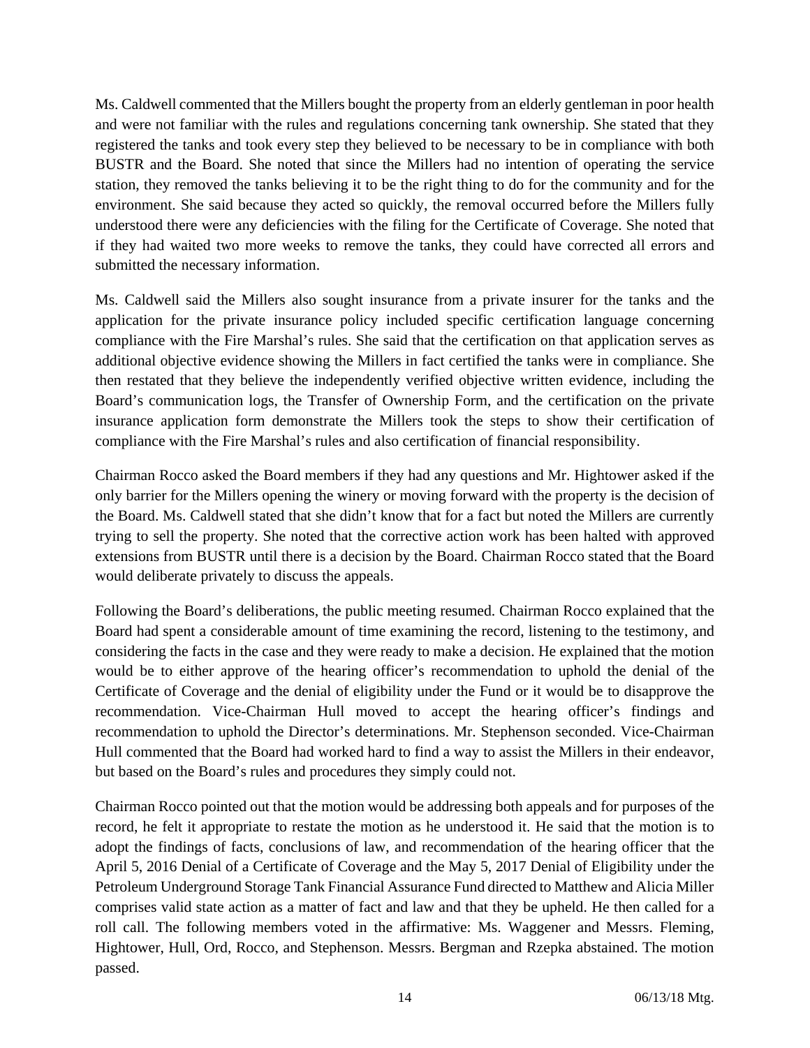Ms. Caldwell commented that the Millers bought the property from an elderly gentleman in poor health and were not familiar with the rules and regulations concerning tank ownership. She stated that they registered the tanks and took every step they believed to be necessary to be in compliance with both BUSTR and the Board. She noted that since the Millers had no intention of operating the service station, they removed the tanks believing it to be the right thing to do for the community and for the environment. She said because they acted so quickly, the removal occurred before the Millers fully understood there were any deficiencies with the filing for the Certificate of Coverage. She noted that if they had waited two more weeks to remove the tanks, they could have corrected all errors and submitted the necessary information.

Ms. Caldwell said the Millers also sought insurance from a private insurer for the tanks and the application for the private insurance policy included specific certification language concerning compliance with the Fire Marshal's rules. She said that the certification on that application serves as additional objective evidence showing the Millers in fact certified the tanks were in compliance. She then restated that they believe the independently verified objective written evidence, including the Board's communication logs, the Transfer of Ownership Form, and the certification on the private insurance application form demonstrate the Millers took the steps to show their certification of compliance with the Fire Marshal's rules and also certification of financial responsibility.

Chairman Rocco asked the Board members if they had any questions and Mr. Hightower asked if the only barrier for the Millers opening the winery or moving forward with the property is the decision of the Board. Ms. Caldwell stated that she didn't know that for a fact but noted the Millers are currently trying to sell the property. She noted that the corrective action work has been halted with approved extensions from BUSTR until there is a decision by the Board. Chairman Rocco stated that the Board would deliberate privately to discuss the appeals.

Following the Board's deliberations, the public meeting resumed. Chairman Rocco explained that the Board had spent a considerable amount of time examining the record, listening to the testimony, and considering the facts in the case and they were ready to make a decision. He explained that the motion would be to either approve of the hearing officer's recommendation to uphold the denial of the Certificate of Coverage and the denial of eligibility under the Fund or it would be to disapprove the recommendation. Vice-Chairman Hull moved to accept the hearing officer's findings and recommendation to uphold the Director's determinations. Mr. Stephenson seconded. Vice-Chairman Hull commented that the Board had worked hard to find a way to assist the Millers in their endeavor, but based on the Board's rules and procedures they simply could not.

Chairman Rocco pointed out that the motion would be addressing both appeals and for purposes of the record, he felt it appropriate to restate the motion as he understood it. He said that the motion is to adopt the findings of facts, conclusions of law, and recommendation of the hearing officer that the April 5, 2016 Denial of a Certificate of Coverage and the May 5, 2017 Denial of Eligibility under the Petroleum Underground Storage Tank Financial Assurance Fund directed to Matthew and Alicia Miller comprises valid state action as a matter of fact and law and that they be upheld. He then called for a roll call. The following members voted in the affirmative: Ms. Waggener and Messrs. Fleming, Hightower, Hull, Ord, Rocco, and Stephenson. Messrs. Bergman and Rzepka abstained. The motion passed.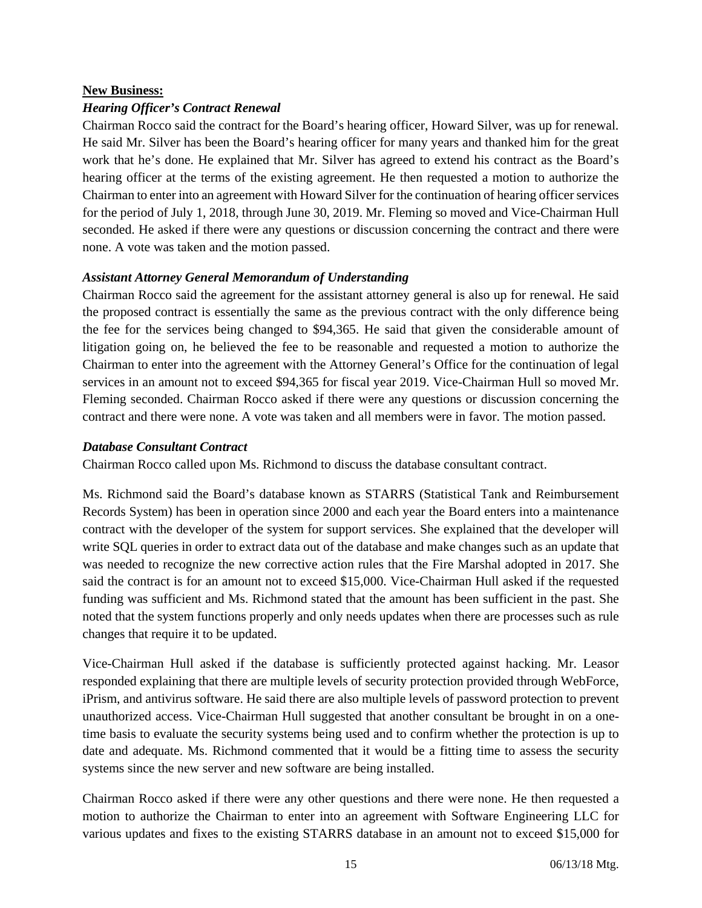**New Business:**

***Hearing Officer's Contract Renewal***

Chairman Rocco said the contract for the Board's hearing officer, Howard Silver, was up for renewal. He said Mr. Silver has been the Board's hearing officer for many years and thanked him for the great work that he's done. He explained that Mr. Silver has agreed to extend his contract as the Board's hearing officer at the terms of the existing agreement. He then requested a motion to authorize the Chairman to enter into an agreement with Howard Silver for the continuation of hearing officer services for the period of July 1, 2018, through June 30, 2019. Mr. Fleming so moved and Vice-Chairman Hull seconded. He asked if there were any questions or discussion concerning the contract and there were none. A vote was taken and the motion passed.

***Assistant Attorney General Memorandum of Understanding***

Chairman Rocco said the agreement for the assistant attorney general is also up for renewal. He said the proposed contract is essentially the same as the previous contract with the only difference being the fee for the services being changed to $94,365. He said that given the considerable amount of litigation going on, he believed the fee to be reasonable and requested a motion to authorize the Chairman to enter into the agreement with the Attorney General's Office for the continuation of legal services in an amount not to exceed $94,365 for fiscal year 2019. Vice-Chairman Hull so moved Mr. Fleming seconded. Chairman Rocco asked if there were any questions or discussion concerning the contract and there were none. A vote was taken and all members were in favor. The motion passed.

***Database Consultant Contract***

Chairman Rocco called upon Ms. Richmond to discuss the database consultant contract.

Ms. Richmond said the Board's database known as STARRS (Statistical Tank and Reimbursement Records System) has been in operation since 2000 and each year the Board enters into a maintenance contract with the developer of the system for support services. She explained that the developer will write SQL queries in order to extract data out of the database and make changes such as an update that was needed to recognize the new corrective action rules that the Fire Marshal adopted in 2017. She said the contract is for an amount not to exceed $15,000. Vice-Chairman Hull asked if the requested funding was sufficient and Ms. Richmond stated that the amount has been sufficient in the past. She noted that the system functions properly and only needs updates when there are processes such as rule changes that require it to be updated.

Vice-Chairman Hull asked if the database is sufficiently protected against hacking. Mr. Leasor responded explaining that there are multiple levels of security protection provided through WebForce, iPrism, and antivirus software. He said there are also multiple levels of password protection to prevent unauthorized access. Vice-Chairman Hull suggested that another consultant be brought in on a one-time basis to evaluate the security systems being used and to confirm whether the protection is up to date and adequate. Ms. Richmond commented that it would be a fitting time to assess the security systems since the new server and new software are being installed.

Chairman Rocco asked if there were any other questions and there were none. He then requested a motion to authorize the Chairman to enter into an agreement with Software Engineering LLC for various updates and fixes to the existing STARRS database in an amount not to exceed $15,000 for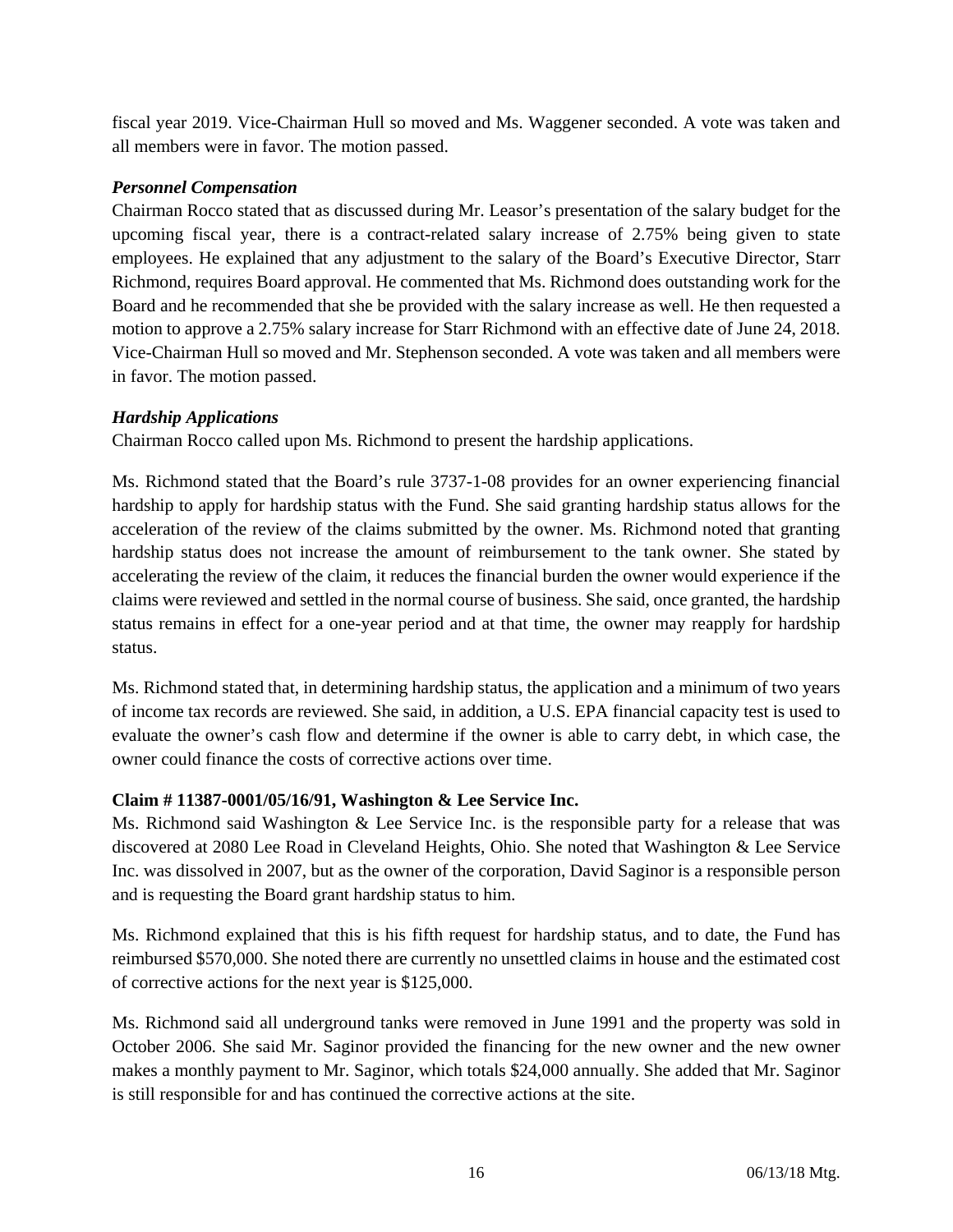fiscal year 2019. Vice-Chairman Hull so moved and Ms. Waggener seconded. A vote was taken and all members were in favor. The motion passed.

### *Personnel Compensation*

Chairman Rocco stated that as discussed during Mr. Leasor's presentation of the salary budget for the upcoming fiscal year, there is a contract-related salary increase of 2.75% being given to state employees. He explained that any adjustment to the salary of the Board's Executive Director, Starr Richmond, requires Board approval. He commented that Ms. Richmond does outstanding work for the Board and he recommended that she be provided with the salary increase as well. He then requested a motion to approve a 2.75% salary increase for Starr Richmond with an effective date of June 24, 2018. Vice-Chairman Hull so moved and Mr. Stephenson seconded. A vote was taken and all members were in favor. The motion passed.

### *Hardship Applications*

Chairman Rocco called upon Ms. Richmond to present the hardship applications.

Ms. Richmond stated that the Board's rule 3737-1-08 provides for an owner experiencing financial hardship to apply for hardship status with the Fund. She said granting hardship status allows for the acceleration of the review of the claims submitted by the owner. Ms. Richmond noted that granting hardship status does not increase the amount of reimbursement to the tank owner. She stated by accelerating the review of the claim, it reduces the financial burden the owner would experience if the claims were reviewed and settled in the normal course of business. She said, once granted, the hardship status remains in effect for a one-year period and at that time, the owner may reapply for hardship status.

Ms. Richmond stated that, in determining hardship status, the application and a minimum of two years of income tax records are reviewed. She said, in addition, a U.S. EPA financial capacity test is used to evaluate the owner's cash flow and determine if the owner is able to carry debt, in which case, the owner could finance the costs of corrective actions over time.

**Claim # 11387-0001/05/16/91, Washington & Lee Service Inc.**

Ms. Richmond said Washington & Lee Service Inc. is the responsible party for a release that was discovered at 2080 Lee Road in Cleveland Heights, Ohio. She noted that Washington & Lee Service Inc. was dissolved in 2007, but as the owner of the corporation, David Saginor is a responsible person and is requesting the Board grant hardship status to him.

Ms. Richmond explained that this is his fifth request for hardship status, and to date, the Fund has reimbursed $570,000. She noted there are currently no unsettled claims in house and the estimated cost of corrective actions for the next year is $125,000.

Ms. Richmond said all underground tanks were removed in June 1991 and the property was sold in October 2006. She said Mr. Saginor provided the financing for the new owner and the new owner makes a monthly payment to Mr. Saginor, which totals $24,000 annually. She added that Mr. Saginor is still responsible for and has continued the corrective actions at the site.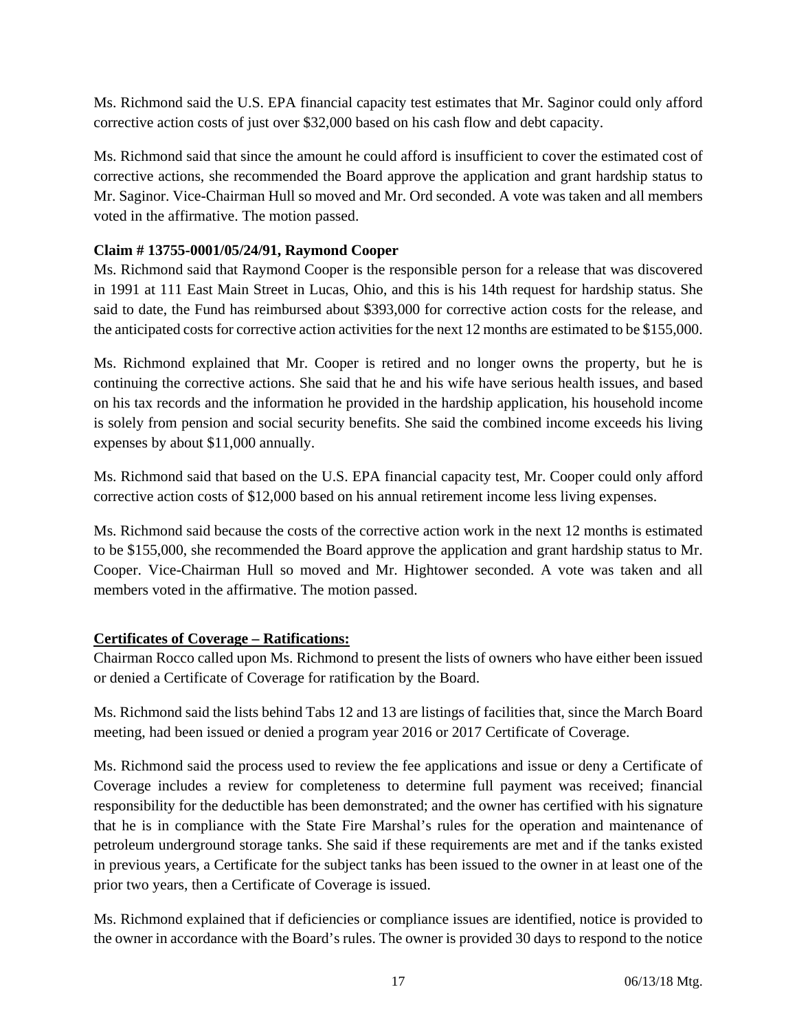Ms. Richmond said the U.S. EPA financial capacity test estimates that Mr. Saginor could only afford corrective action costs of just over $32,000 based on his cash flow and debt capacity.

Ms. Richmond said that since the amount he could afford is insufficient to cover the estimated cost of corrective actions, she recommended the Board approve the application and grant hardship status to Mr. Saginor. Vice-Chairman Hull so moved and Mr. Ord seconded. A vote was taken and all members voted in the affirmative. The motion passed.

**Claim # 13755-0001/05/24/91, Raymond Cooper**

Ms. Richmond said that Raymond Cooper is the responsible person for a release that was discovered in 1991 at 111 East Main Street in Lucas, Ohio, and this is his 14th request for hardship status. She said to date, the Fund has reimbursed about $393,000 for corrective action costs for the release, and the anticipated costs for corrective action activities for the next 12 months are estimated to be $155,000.

Ms. Richmond explained that Mr. Cooper is retired and no longer owns the property, but he is continuing the corrective actions. She said that he and his wife have serious health issues, and based on his tax records and the information he provided in the hardship application, his household income is solely from pension and social security benefits. She said the combined income exceeds his living expenses by about $11,000 annually.

Ms. Richmond said that based on the U.S. EPA financial capacity test, Mr. Cooper could only afford corrective action costs of $12,000 based on his annual retirement income less living expenses.

Ms. Richmond said because the costs of the corrective action work in the next 12 months is estimated to be $155,000, she recommended the Board approve the application and grant hardship status to Mr. Cooper. Vice-Chairman Hull so moved and Mr. Hightower seconded. A vote was taken and all members voted in the affirmative. The motion passed.

**Certificates of Coverage – Ratifications:**

Chairman Rocco called upon Ms. Richmond to present the lists of owners who have either been issued or denied a Certificate of Coverage for ratification by the Board.

Ms. Richmond said the lists behind Tabs 12 and 13 are listings of facilities that, since the March Board meeting, had been issued or denied a program year 2016 or 2017 Certificate of Coverage.

Ms. Richmond said the process used to review the fee applications and issue or deny a Certificate of Coverage includes a review for completeness to determine full payment was received; financial responsibility for the deductible has been demonstrated; and the owner has certified with his signature that he is in compliance with the State Fire Marshal's rules for the operation and maintenance of petroleum underground storage tanks. She said if these requirements are met and if the tanks existed in previous years, a Certificate for the subject tanks has been issued to the owner in at least one of the prior two years, then a Certificate of Coverage is issued.

Ms. Richmond explained that if deficiencies or compliance issues are identified, notice is provided to the owner in accordance with the Board's rules. The owner is provided 30 days to respond to the notice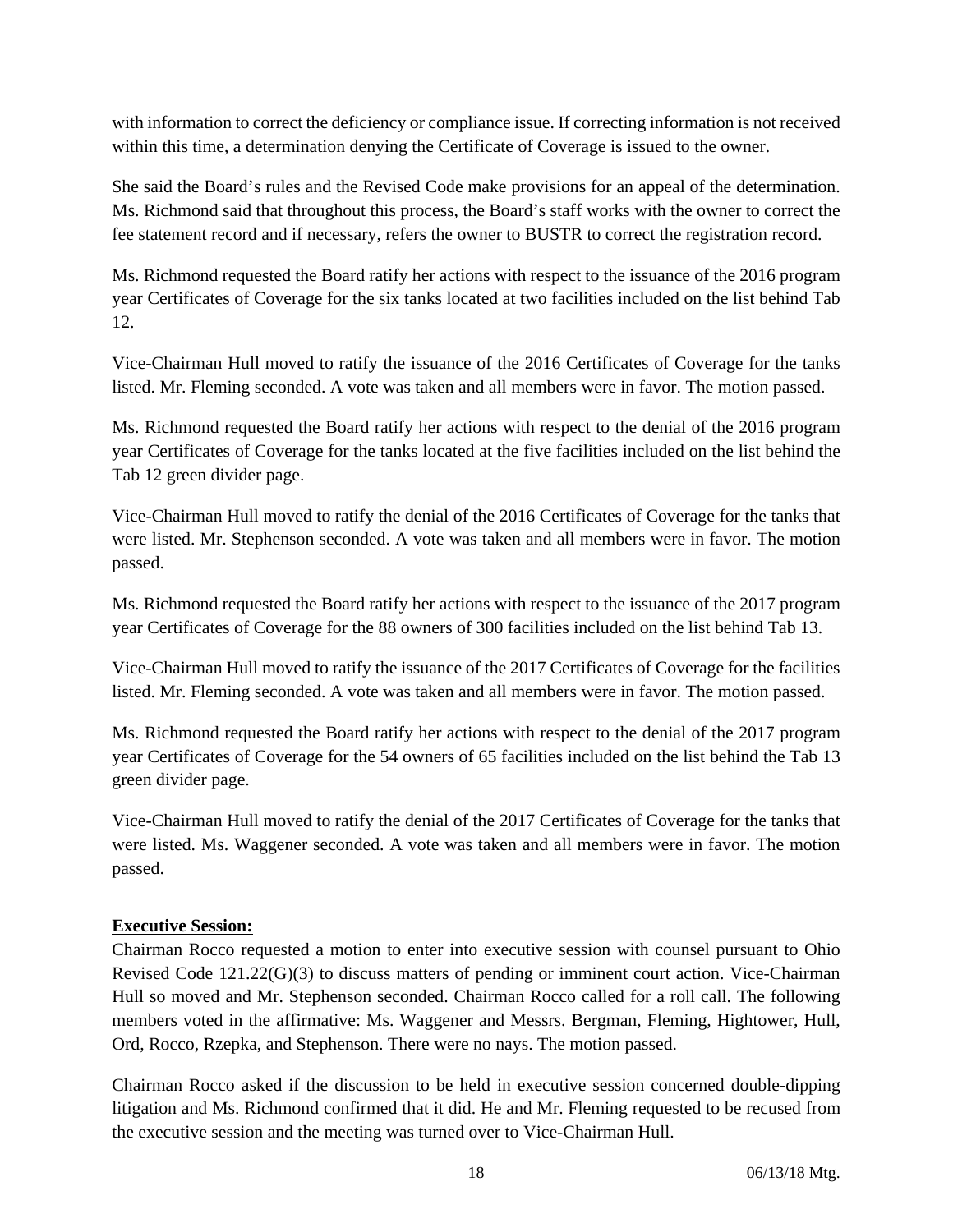with information to correct the deficiency or compliance issue. If correcting information is not received within this time, a determination denying the Certificate of Coverage is issued to the owner.

She said the Board's rules and the Revised Code make provisions for an appeal of the determination. Ms. Richmond said that throughout this process, the Board's staff works with the owner to correct the fee statement record and if necessary, refers the owner to BUSTR to correct the registration record.

Ms. Richmond requested the Board ratify her actions with respect to the issuance of the 2016 program year Certificates of Coverage for the six tanks located at two facilities included on the list behind Tab 12.

Vice-Chairman Hull moved to ratify the issuance of the 2016 Certificates of Coverage for the tanks listed. Mr. Fleming seconded. A vote was taken and all members were in favor. The motion passed.

Ms. Richmond requested the Board ratify her actions with respect to the denial of the 2016 program year Certificates of Coverage for the tanks located at the five facilities included on the list behind the Tab 12 green divider page.

Vice-Chairman Hull moved to ratify the denial of the 2016 Certificates of Coverage for the tanks that were listed. Mr. Stephenson seconded. A vote was taken and all members were in favor. The motion passed.

Ms. Richmond requested the Board ratify her actions with respect to the issuance of the 2017 program year Certificates of Coverage for the 88 owners of 300 facilities included on the list behind Tab 13.

Vice-Chairman Hull moved to ratify the issuance of the 2017 Certificates of Coverage for the facilities listed. Mr. Fleming seconded. A vote was taken and all members were in favor. The motion passed.

Ms. Richmond requested the Board ratify her actions with respect to the denial of the 2017 program year Certificates of Coverage for the 54 owners of 65 facilities included on the list behind the Tab 13 green divider page.

Vice-Chairman Hull moved to ratify the denial of the 2017 Certificates of Coverage for the tanks that were listed. Ms. Waggener seconded. A vote was taken and all members were in favor. The motion passed.

**Executive Session:**

Chairman Rocco requested a motion to enter into executive session with counsel pursuant to Ohio Revised Code 121.22(G)(3) to discuss matters of pending or imminent court action. Vice-Chairman Hull so moved and Mr. Stephenson seconded. Chairman Rocco called for a roll call. The following members voted in the affirmative: Ms. Waggener and Messrs. Bergman, Fleming, Hightower, Hull, Ord, Rocco, Rzepka, and Stephenson. There were no nays. The motion passed.

Chairman Rocco asked if the discussion to be held in executive session concerned double-dipping litigation and Ms. Richmond confirmed that it did. He and Mr. Fleming requested to be recused from the executive session and the meeting was turned over to Vice-Chairman Hull.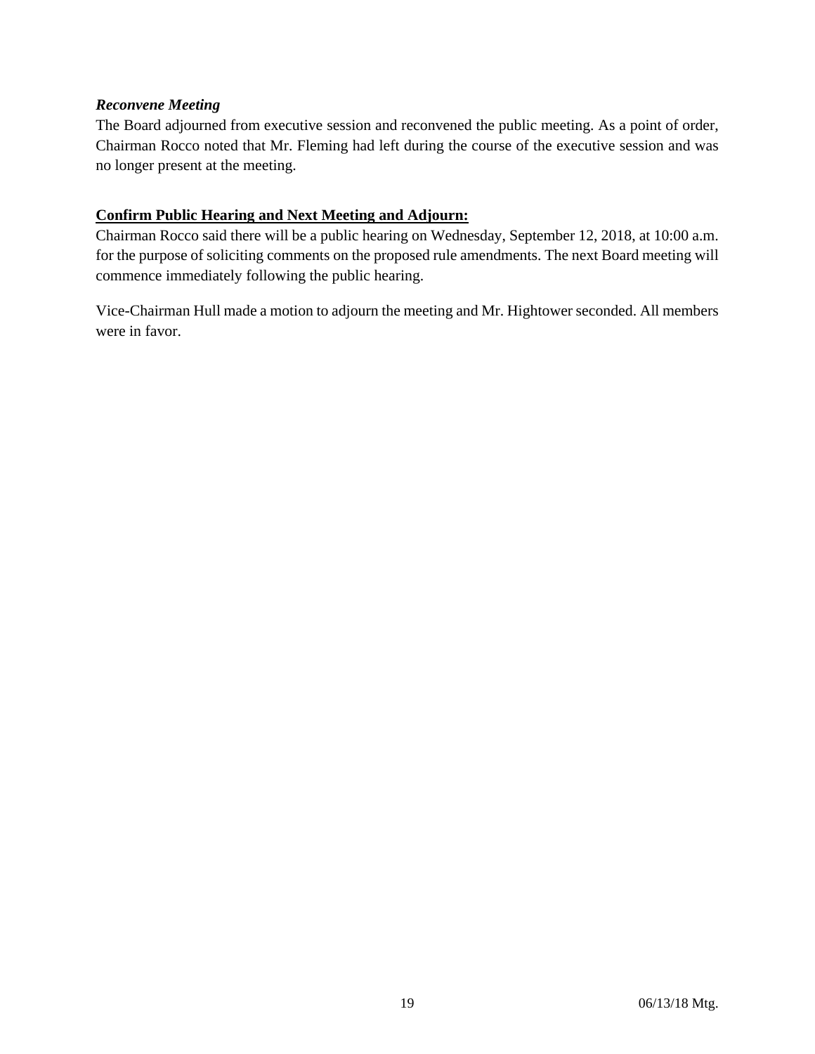***Reconvene Meeting***

The Board adjourned from executive session and reconvened the public meeting. As a point of order, Chairman Rocco noted that Mr. Fleming had left during the course of the executive session and was no longer present at the meeting.

**Confirm Public Hearing and Next Meeting and Adjourn:**

Chairman Rocco said there will be a public hearing on Wednesday, September 12, 2018, at 10:00 a.m. for the purpose of soliciting comments on the proposed rule amendments. The next Board meeting will commence immediately following the public hearing.

Vice-Chairman Hull made a motion to adjourn the meeting and Mr. Hightower seconded. All members were in favor.